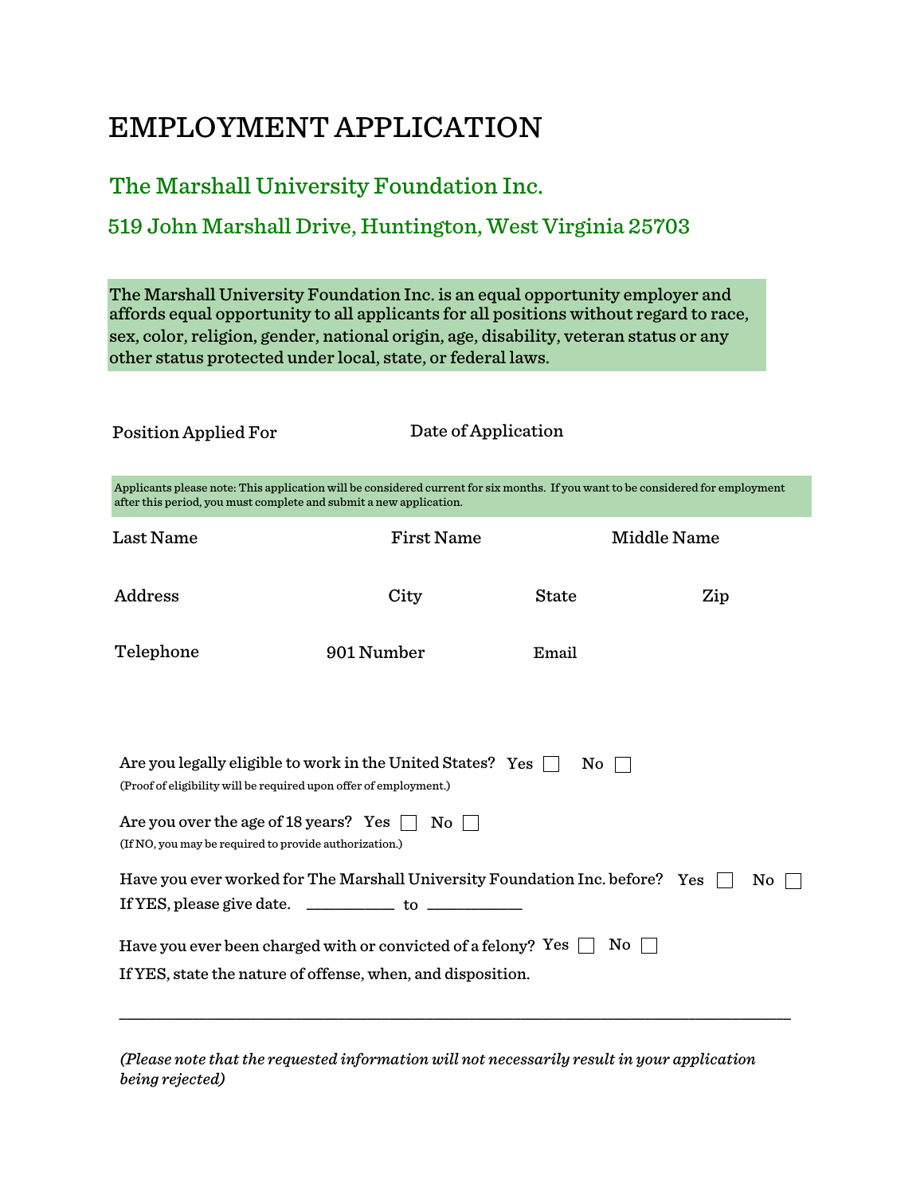# EMPLOYMENT APPLICATION

## The Marshall University Foundation Inc.

### 519 John Marshall Drive, Huntington, West Virginia 25703

The Marshall University Foundation Inc. is an equal opportunity employer and affords equal opportunity to all applicants for all positions without regard to race, sex, color, religion, gender, national origin, age, disability, veteran status or any other status protected under local, state, or federal laws.

Position Applied For Date of Application

Applicants please note: This application will be considered current for six months. If you want to be considered for employment after this period, you must complete and submit a new application.

Last Name First Name Middle Name

Address City State Zip

Telephone 901 Number Email

Are you legally eligible to work in the United States? Yes ☐ No ☐
(Proof of eligibility will be required upon offer of employment.)

Are you over the age of 18 years? Yes ☐ No ☐
(If NO, you may be required to provide authorization.)

Have you ever worked for The Marshall University Foundation Inc. before? Yes ☐ No ☐
If YES, please give date. __________ to ___________

Have you ever been charged with or convicted of a felony? Yes ☐ No ☐
If YES, state the nature of offense, when, and disposition.

_______________________________________________________________________________

*(Please note that the requested information will not necessarily result in your application being rejected)*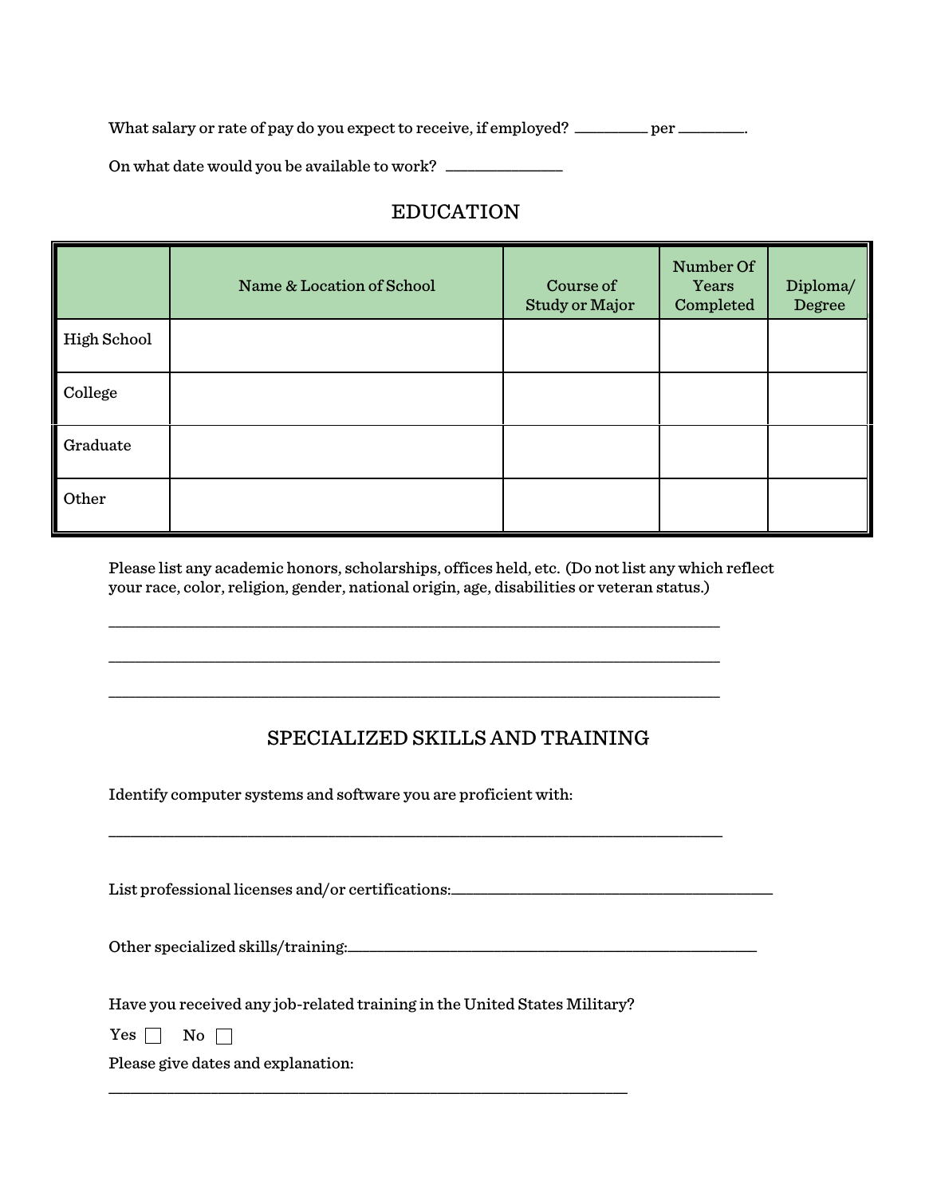What salary or rate of pay do you expect to receive, if employed? ________ per ________.

On what date would you be available to work? ______________

## EDUCATION

| | Name & Location of School | Course of Study or Major | Number Of Years Completed | Diploma/ Degree |
|---|---|---|---|---|
| High School | | | | |
| College | | | | |
| Graduate | | | | |
| Other | | | | |

Please list any academic honors, scholarships, offices held, etc. (Do not list any which reflect your race, color, religion, gender, national origin, age, disabilities or veteran status.)

___________________________________________________________________________

___________________________________________________________________________

___________________________________________________________________________

## SPECIALIZED SKILLS AND TRAINING

Identify computer systems and software you are proficient with:

___________________________________________________________________________

List professional licenses and/or certifications:_______________________________________

Other specialized skills/training:__________________________________________________

Have you received any job-related training in the United States Military?

Yes ☐ No ☐

Please give dates and explanation:

_________________________________________________________________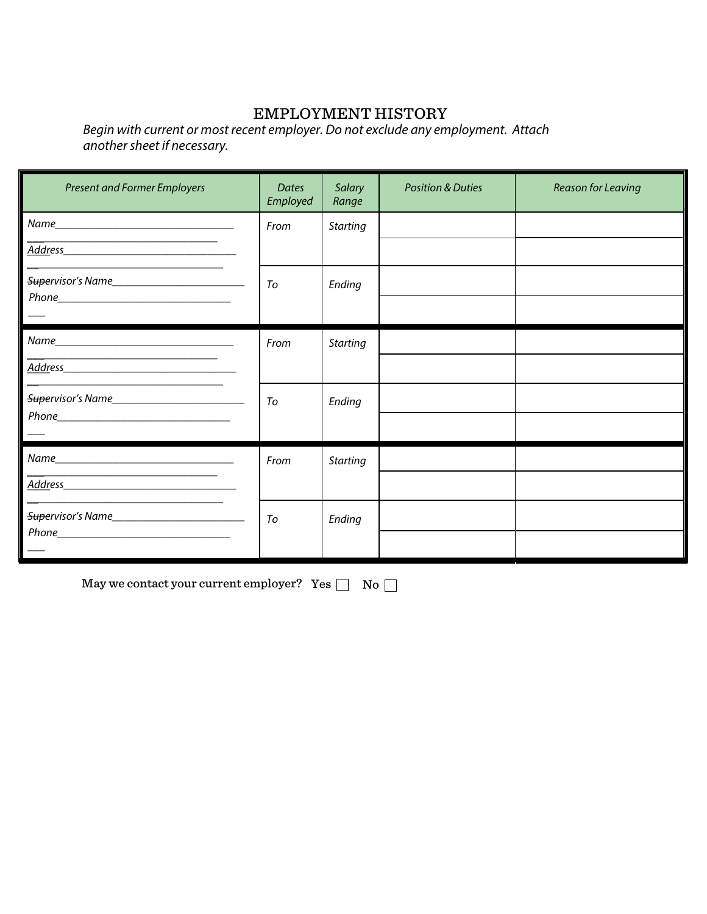# EMPLOYMENT HISTORY

*Begin with current or most recent employer. Do not exclude any employment. Attach another sheet if necessary.*

| *Present and Former Employers* | *Dates Employed* | *Salary Range* | *Position & Duties* | *Reason for Leaving* |
|---|---|---|---|---|
| *Name*___________________________ | *From* | *Starting* | | |
| *Address*___________________________ | | | | |
| *Supervisor's Name*___________________ | *To* | *Ending* | | |
| *Phone*___________________________ | | | | |
| *Name*___________________________ | *From* | *Starting* | | |
| *Address*___________________________ | | | | |
| *Supervisor's Name*___________________ | *To* | *Ending* | | |
| *Phone*___________________________ | | | | |
| *Name*___________________________ | *From* | *Starting* | | |
| *Address*___________________________ | | | | |
| *Supervisor's Name*___________________ | *To* | *Ending* | | |
| *Phone*___________________________ | | | | |

May we contact your current employer? Yes ☐ No ☐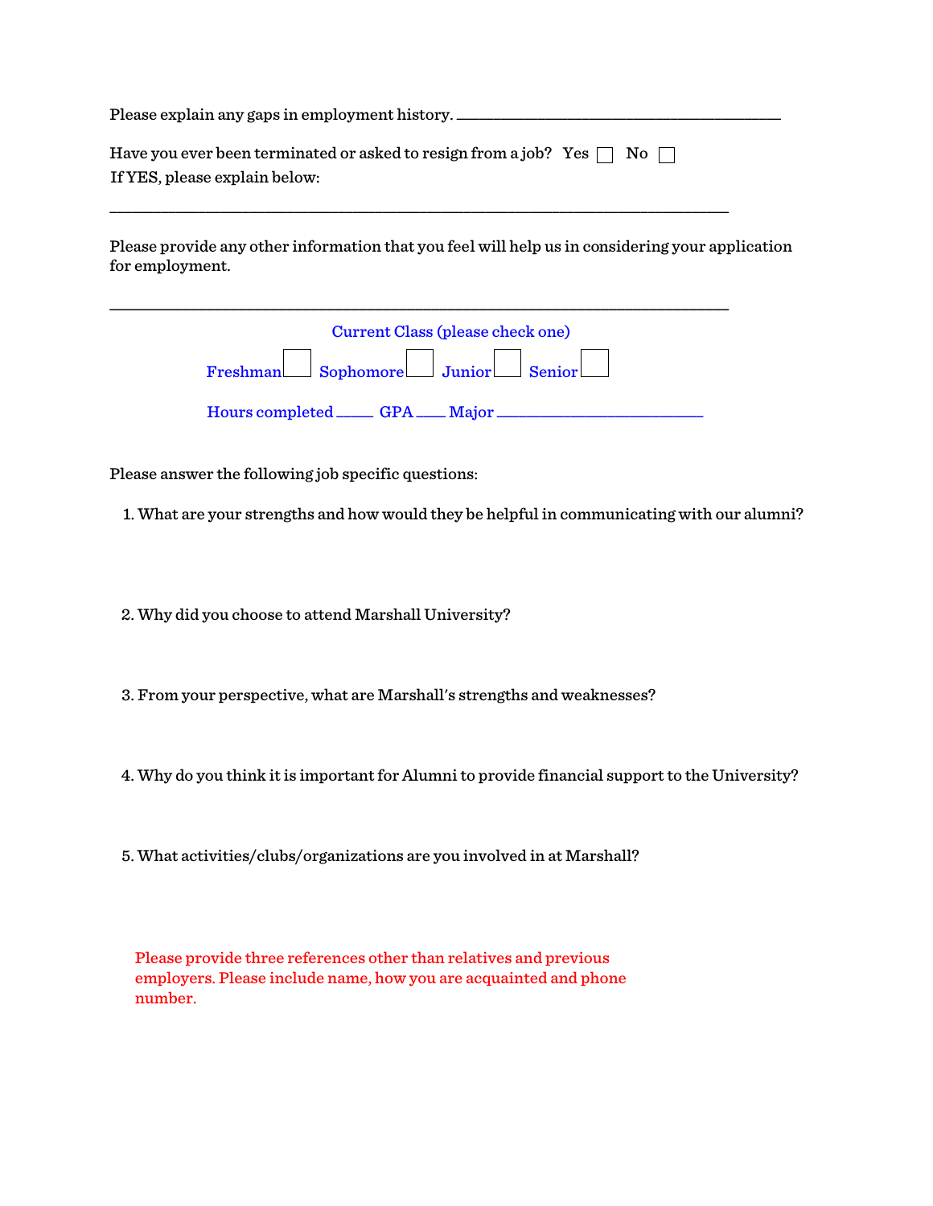Please explain any gaps in employment history. ________________________________________

Have you ever been terminated or asked to resign from a job? Yes ☐ No ☐
If YES, please explain below:

_____________________________________________________________________________

Please provide any other information that you feel will help us in considering your application for employment.

_____________________________________________________________________________

Current Class (please check one)

Freshman ☐ Sophomore ☐ Junior ☐ Senior ☐

Hours completed _____ GPA ____ Major __________________________

Please answer the following job specific questions:

1. What are your strengths and how would they be helpful in communicating with our alumni?

2. Why did you choose to attend Marshall University?

3. From your perspective, what are Marshall's strengths and weaknesses?

4. Why do you think it is important for Alumni to provide financial support to the University?

5. What activities/clubs/organizations are you involved in at Marshall?

Please provide three references other than relatives and previous employers. Please include name, how you are acquainted and phone number.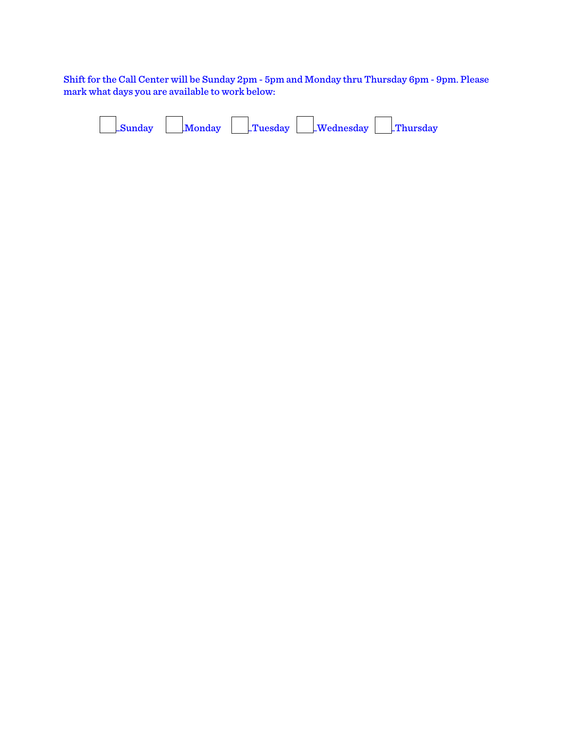Shift for the Call Center will be Sunday 2pm - 5pm and Monday thru Thursday 6pm - 9pm. Please mark what days you are available to work below:

☐ Sunday ☐ Monday ☐ Tuesday ☐ Wednesday ☐ Thursday